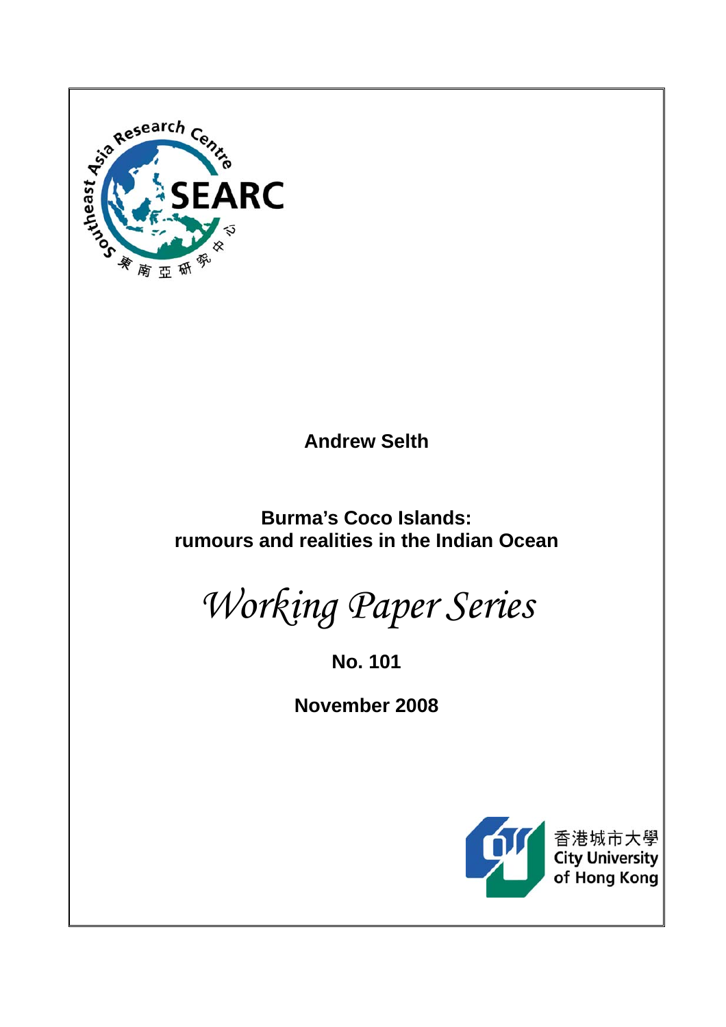Southeast Asia Research Centre

SEARC

東南亞研究中心

**Andrew Selth**

# Burma's Coco Islands: rumours and realities in the Indian Ocean

*Working Paper Series*

**No. 101**

**November 2008**

香港城市大學
City University of Hong Kong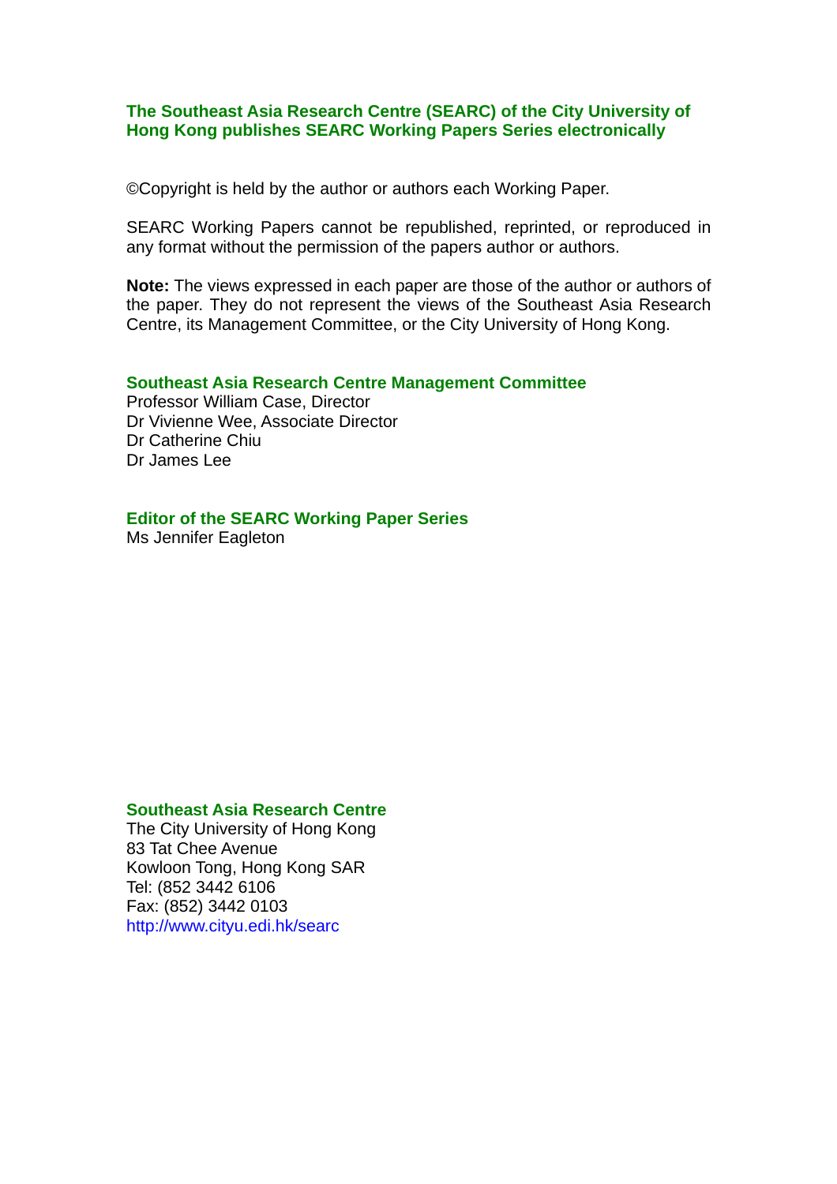**The Southeast Asia Research Centre (SEARC) of the City University of Hong Kong publishes SEARC Working Papers Series electronically**

©Copyright is held by the author or authors each Working Paper.

SEARC Working Papers cannot be republished, reprinted, or reproduced in any format without the permission of the papers author or authors.

**Note:** The views expressed in each paper are those of the author or authors of the paper. They do not represent the views of the Southeast Asia Research Centre, its Management Committee, or the City University of Hong Kong.

**Southeast Asia Research Centre Management Committee**
Professor William Case, Director
Dr Vivienne Wee, Associate Director
Dr Catherine Chiu
Dr James Lee

**Editor of the SEARC Working Paper Series**
Ms Jennifer Eagleton

**Southeast Asia Research Centre**
The City University of Hong Kong
83 Tat Chee Avenue
Kowloon Tong, Hong Kong SAR
Tel: (852 3442 6106
Fax: (852) 3442 0103
http://www.cityu.edi.hk/searc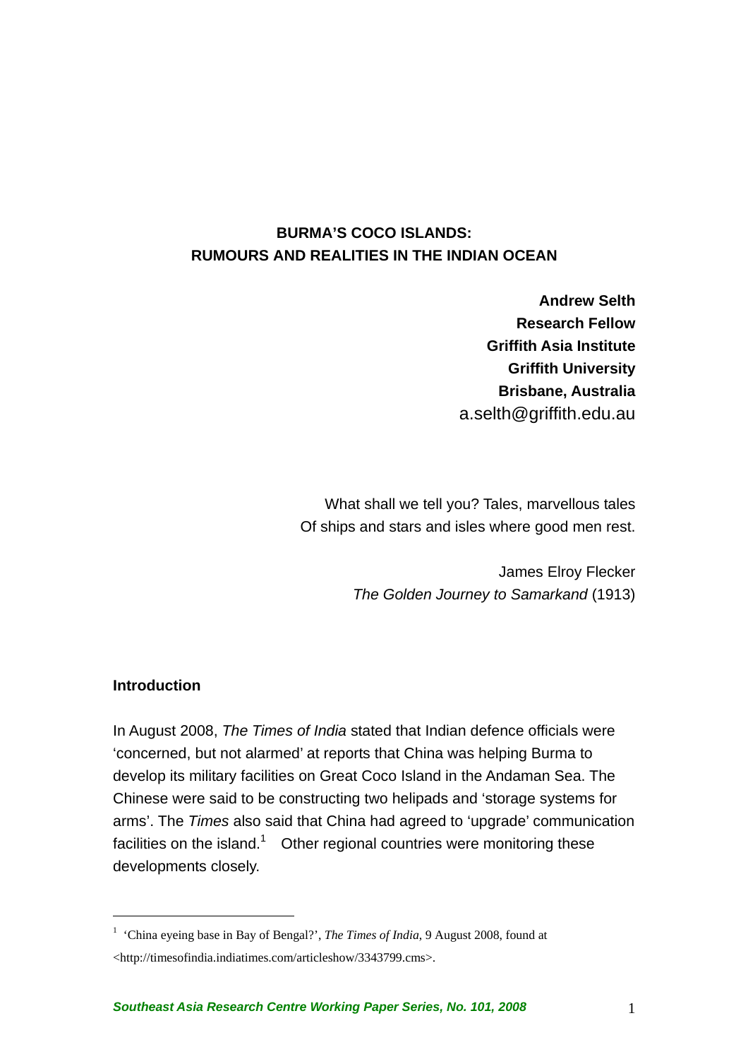# BURMA'S COCO ISLANDS: RUMOURS AND REALITIES IN THE INDIAN OCEAN

**Andrew Selth**
**Research Fellow**
**Griffith Asia Institute**
**Griffith University**
**Brisbane, Australia**
a.selth@griffith.edu.au

What shall we tell you? Tales, marvellous tales
Of ships and stars and isles where good men rest.

James Elroy Flecker
*The Golden Journey to Samarkand* (1913)

## Introduction

In August 2008, *The Times of India* stated that Indian defence officials were 'concerned, but not alarmed' at reports that China was helping Burma to develop its military facilities on Great Coco Island in the Andaman Sea. The Chinese were said to be constructing two helipads and 'storage systems for arms'. The *Times* also said that China had agreed to 'upgrade' communication facilities on the island.[1] Other regional countries were monitoring these developments closely.

---

[1] 'China eyeing base in Bay of Bengal?', *The Times of India*, 9 August 2008, found at <http://timesofindia.indiatimes.com/articleshow/3343799.cms>.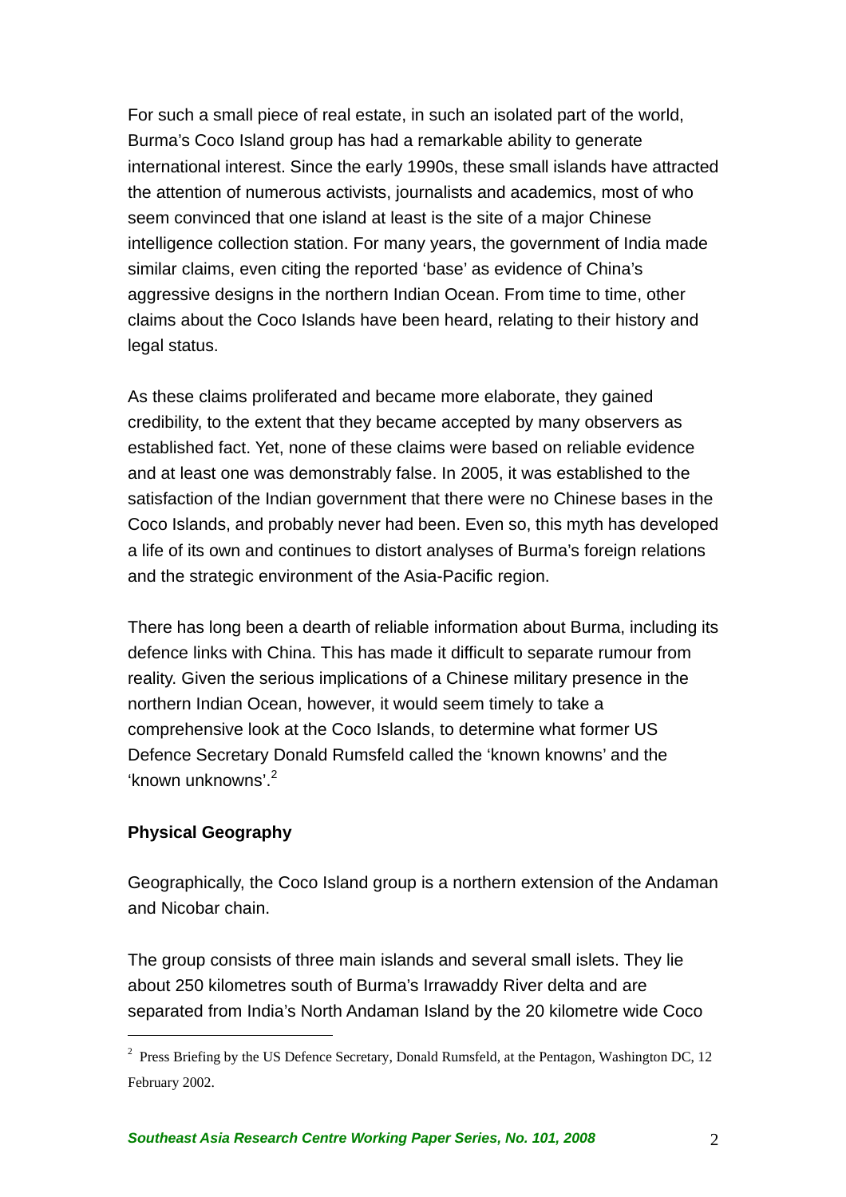For such a small piece of real estate, in such an isolated part of the world, Burma's Coco Island group has had a remarkable ability to generate international interest. Since the early 1990s, these small islands have attracted the attention of numerous activists, journalists and academics, most of who seem convinced that one island at least is the site of a major Chinese intelligence collection station. For many years, the government of India made similar claims, even citing the reported 'base' as evidence of China's aggressive designs in the northern Indian Ocean. From time to time, other claims about the Coco Islands have been heard, relating to their history and legal status.

As these claims proliferated and became more elaborate, they gained credibility, to the extent that they became accepted by many observers as established fact. Yet, none of these claims were based on reliable evidence and at least one was demonstrably false. In 2005, it was established to the satisfaction of the Indian government that there were no Chinese bases in the Coco Islands, and probably never had been. Even so, this myth has developed a life of its own and continues to distort analyses of Burma's foreign relations and the strategic environment of the Asia-Pacific region.

There has long been a dearth of reliable information about Burma, including its defence links with China. This has made it difficult to separate rumour from reality. Given the serious implications of a Chinese military presence in the northern Indian Ocean, however, it would seem timely to take a comprehensive look at the Coco Islands, to determine what former US Defence Secretary Donald Rumsfeld called the 'known knowns' and the 'known unknowns'.[2]

**Physical Geography**

Geographically, the Coco Island group is a northern extension of the Andaman and Nicobar chain.

The group consists of three main islands and several small islets. They lie about 250 kilometres south of Burma's Irrawaddy River delta and are separated from India's North Andaman Island by the 20 kilometre wide Coco

[2] Press Briefing by the US Defence Secretary, Donald Rumsfeld, at the Pentagon, Washington DC, 12 February 2002.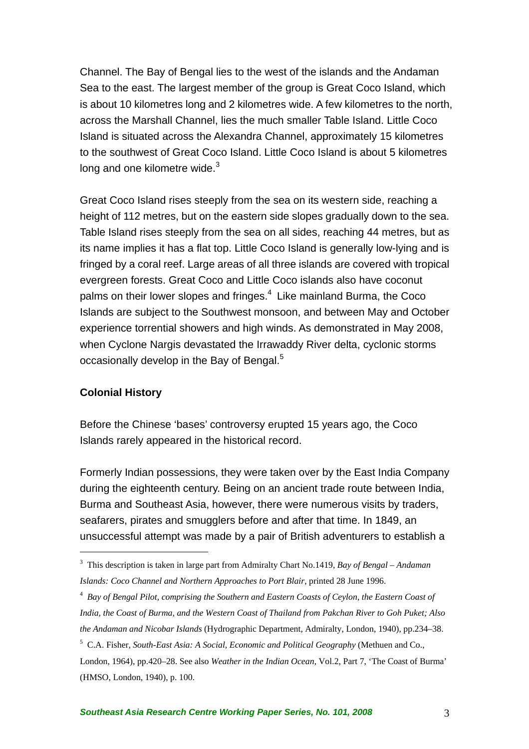Channel. The Bay of Bengal lies to the west of the islands and the Andaman Sea to the east. The largest member of the group is Great Coco Island, which is about 10 kilometres long and 2 kilometres wide. A few kilometres to the north, across the Marshall Channel, lies the much smaller Table Island. Little Coco Island is situated across the Alexandra Channel, approximately 15 kilometres to the southwest of Great Coco Island. Little Coco Island is about 5 kilometres long and one kilometre wide.[3]

Great Coco Island rises steeply from the sea on its western side, reaching a height of 112 metres, but on the eastern side slopes gradually down to the sea. Table Island rises steeply from the sea on all sides, reaching 44 metres, but as its name implies it has a flat top. Little Coco Island is generally low-lying and is fringed by a coral reef. Large areas of all three islands are covered with tropical evergreen forests. Great Coco and Little Coco islands also have coconut palms on their lower slopes and fringes.[4] Like mainland Burma, the Coco Islands are subject to the Southwest monsoon, and between May and October experience torrential showers and high winds. As demonstrated in May 2008, when Cyclone Nargis devastated the Irrawaddy River delta, cyclonic storms occasionally develop in the Bay of Bengal.[5]

## Colonial History

Before the Chinese 'bases' controversy erupted 15 years ago, the Coco Islands rarely appeared in the historical record.

Formerly Indian possessions, they were taken over by the East India Company during the eighteenth century. Being on an ancient trade route between India, Burma and Southeast Asia, however, there were numerous visits by traders, seafarers, pirates and smugglers before and after that time. In 1849, an unsuccessful attempt was made by a pair of British adventurers to establish a

---

[3] This description is taken in large part from Admiralty Chart No.1419, *Bay of Bengal – Andaman Islands: Coco Channel and Northern Approaches to Port Blair*, printed 28 June 1996.

[4] *Bay of Bengal Pilot, comprising the Southern and Eastern Coasts of Ceylon, the Eastern Coast of India, the Coast of Burma, and the Western Coast of Thailand from Pakchan River to Goh Puket; Also the Andaman and Nicobar Islands* (Hydrographic Department, Admiralty, London, 1940), pp.234–38.

[5] C.A. Fisher, *South-East Asia: A Social, Economic and Political Geography* (Methuen and Co., London, 1964), pp.420–28. See also *Weather in the Indian Ocean*, Vol.2, Part 7, 'The Coast of Burma' (HMSO, London, 1940), p. 100.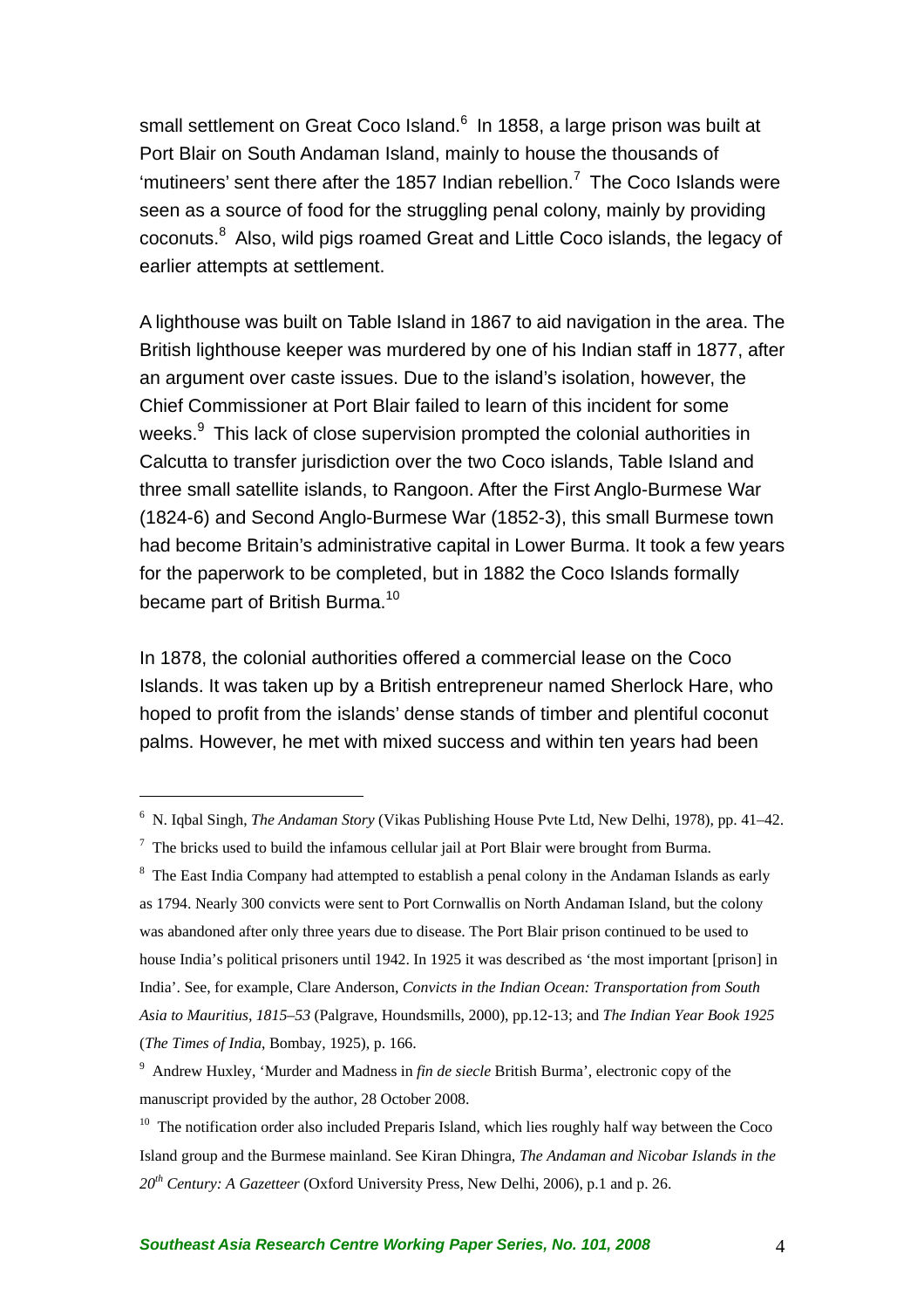small settlement on Great Coco Island.[6] In 1858, a large prison was built at Port Blair on South Andaman Island, mainly to house the thousands of 'mutineers' sent there after the 1857 Indian rebellion.[7] The Coco Islands were seen as a source of food for the struggling penal colony, mainly by providing coconuts.[8] Also, wild pigs roamed Great and Little Coco islands, the legacy of earlier attempts at settlement.

A lighthouse was built on Table Island in 1867 to aid navigation in the area. The British lighthouse keeper was murdered by one of his Indian staff in 1877, after an argument over caste issues. Due to the island's isolation, however, the Chief Commissioner at Port Blair failed to learn of this incident for some weeks.[9] This lack of close supervision prompted the colonial authorities in Calcutta to transfer jurisdiction over the two Coco islands, Table Island and three small satellite islands, to Rangoon. After the First Anglo-Burmese War (1824-6) and Second Anglo-Burmese War (1852-3), this small Burmese town had become Britain's administrative capital in Lower Burma. It took a few years for the paperwork to be completed, but in 1882 the Coco Islands formally became part of British Burma.[10]

In 1878, the colonial authorities offered a commercial lease on the Coco Islands. It was taken up by a British entrepreneur named Sherlock Hare, who hoped to profit from the islands' dense stands of timber and plentiful coconut palms. However, he met with mixed success and within ten years had been

---

[6] N. Iqbal Singh, *The Andaman Story* (Vikas Publishing House Pvte Ltd, New Delhi, 1978), pp. 41–42.

[7] The bricks used to build the infamous cellular jail at Port Blair were brought from Burma.

[8] The East India Company had attempted to establish a penal colony in the Andaman Islands as early as 1794. Nearly 300 convicts were sent to Port Cornwallis on North Andaman Island, but the colony was abandoned after only three years due to disease. The Port Blair prison continued to be used to house India's political prisoners until 1942. In 1925 it was described as 'the most important [prison] in India'. See, for example, Clare Anderson, *Convicts in the Indian Ocean: Transportation from South Asia to Mauritius, 1815–53* (Palgrave, Houndsmills, 2000), pp.12-13; and *The Indian Year Book 1925* (*The Times of India*, Bombay, 1925), p. 166.

[9] Andrew Huxley, 'Murder and Madness in *fin de siecle* British Burma', electronic copy of the manuscript provided by the author, 28 October 2008.

[10] The notification order also included Preparis Island, which lies roughly half way between the Coco Island group and the Burmese mainland. See Kiran Dhingra, *The Andaman and Nicobar Islands in the 20th Century: A Gazetteer* (Oxford University Press, New Delhi, 2006), p.1 and p. 26.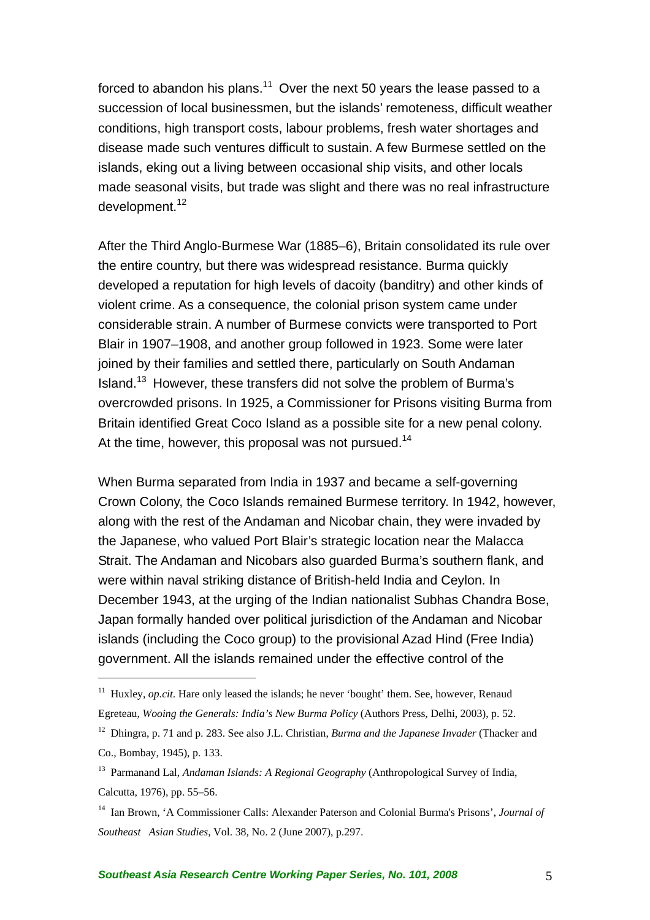forced to abandon his plans.[11] Over the next 50 years the lease passed to a succession of local businessmen, but the islands' remoteness, difficult weather conditions, high transport costs, labour problems, fresh water shortages and disease made such ventures difficult to sustain. A few Burmese settled on the islands, eking out a living between occasional ship visits, and other locals made seasonal visits, but trade was slight and there was no real infrastructure development.[12]

After the Third Anglo-Burmese War (1885–6), Britain consolidated its rule over the entire country, but there was widespread resistance. Burma quickly developed a reputation for high levels of dacoity (banditry) and other kinds of violent crime. As a consequence, the colonial prison system came under considerable strain. A number of Burmese convicts were transported to Port Blair in 1907–1908, and another group followed in 1923. Some were later joined by their families and settled there, particularly on South Andaman Island.[13] However, these transfers did not solve the problem of Burma's overcrowded prisons. In 1925, a Commissioner for Prisons visiting Burma from Britain identified Great Coco Island as a possible site for a new penal colony. At the time, however, this proposal was not pursued.[14]

When Burma separated from India in 1937 and became a self-governing Crown Colony, the Coco Islands remained Burmese territory. In 1942, however, along with the rest of the Andaman and Nicobar chain, they were invaded by the Japanese, who valued Port Blair's strategic location near the Malacca Strait. The Andaman and Nicobars also guarded Burma's southern flank, and were within naval striking distance of British-held India and Ceylon. In December 1943, at the urging of the Indian nationalist Subhas Chandra Bose, Japan formally handed over political jurisdiction of the Andaman and Nicobar islands (including the Coco group) to the provisional Azad Hind (Free India) government. All the islands remained under the effective control of the

---

[11] Huxley, *op.cit.* Hare only leased the islands; he never 'bought' them. See, however, Renaud Egreteau, *Wooing the Generals: India's New Burma Policy* (Authors Press, Delhi, 2003), p. 52.

[12] Dhingra, p. 71 and p. 283. See also J.L. Christian, *Burma and the Japanese Invader* (Thacker and Co., Bombay, 1945), p. 133.

[13] Parmanand Lal, *Andaman Islands: A Regional Geography* (Anthropological Survey of India, Calcutta, 1976), pp. 55–56.

[14] Ian Brown, 'A Commissioner Calls: Alexander Paterson and Colonial Burma's Prisons', *Journal of Southeast Asian Studies*, Vol. 38, No. 2 (June 2007), p.297.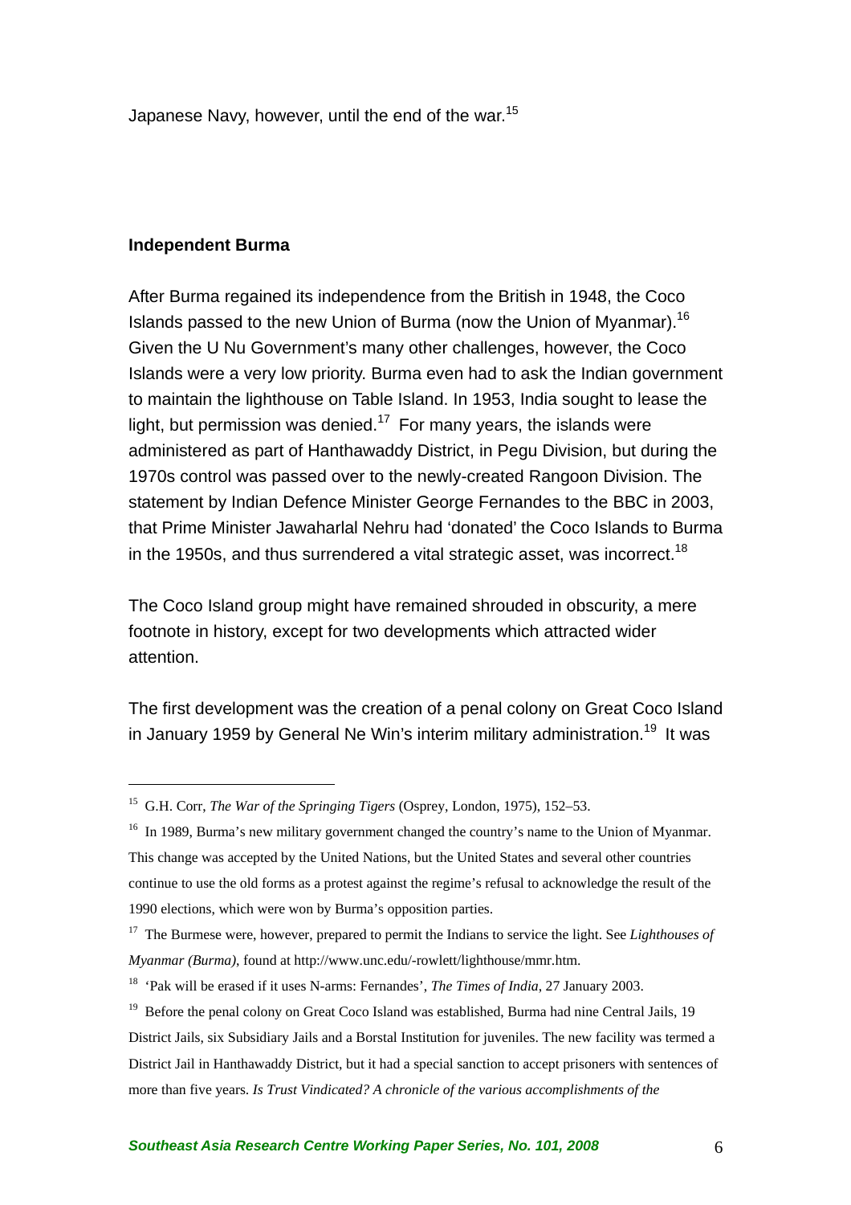Japanese Navy, however, until the end of the war.[15]

## Independent Burma

After Burma regained its independence from the British in 1948, the Coco Islands passed to the new Union of Burma (now the Union of Myanmar).[16] Given the U Nu Government's many other challenges, however, the Coco Islands were a very low priority. Burma even had to ask the Indian government to maintain the lighthouse on Table Island. In 1953, India sought to lease the light, but permission was denied.[17] For many years, the islands were administered as part of Hanthawaddy District, in Pegu Division, but during the 1970s control was passed over to the newly-created Rangoon Division. The statement by Indian Defence Minister George Fernandes to the BBC in 2003, that Prime Minister Jawaharlal Nehru had 'donated' the Coco Islands to Burma in the 1950s, and thus surrendered a vital strategic asset, was incorrect.[18]

The Coco Island group might have remained shrouded in obscurity, a mere footnote in history, except for two developments which attracted wider attention.

The first development was the creation of a penal colony on Great Coco Island in January 1959 by General Ne Win's interim military administration.[19] It was

---

[15] G.H. Corr, *The War of the Springing Tigers* (Osprey, London, 1975), 152–53.

[16] In 1989, Burma's new military government changed the country's name to the Union of Myanmar. This change was accepted by the United Nations, but the United States and several other countries continue to use the old forms as a protest against the regime's refusal to acknowledge the result of the 1990 elections, which were won by Burma's opposition parties.

[17] The Burmese were, however, prepared to permit the Indians to service the light. See *Lighthouses of Myanmar (Burma)*, found at http://www.unc.edu/-rowlett/lighthouse/mmr.htm.

[18] 'Pak will be erased if it uses N-arms: Fernandes', *The Times of India*, 27 January 2003.

[19] Before the penal colony on Great Coco Island was established, Burma had nine Central Jails, 19 District Jails, six Subsidiary Jails and a Borstal Institution for juveniles. The new facility was termed a District Jail in Hanthawaddy District, but it had a special sanction to accept prisoners with sentences of more than five years. *Is Trust Vindicated? A chronicle of the various accomplishments of the*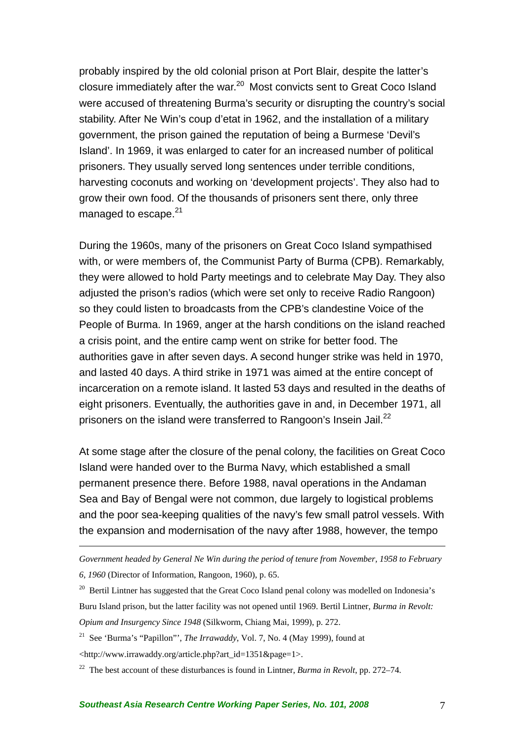probably inspired by the old colonial prison at Port Blair, despite the latter's closure immediately after the war.[20] Most convicts sent to Great Coco Island were accused of threatening Burma's security or disrupting the country's social stability. After Ne Win's coup d'etat in 1962, and the installation of a military government, the prison gained the reputation of being a Burmese 'Devil's Island'. In 1969, it was enlarged to cater for an increased number of political prisoners. They usually served long sentences under terrible conditions, harvesting coconuts and working on 'development projects'. They also had to grow their own food. Of the thousands of prisoners sent there, only three managed to escape.[21]

During the 1960s, many of the prisoners on Great Coco Island sympathised with, or were members of, the Communist Party of Burma (CPB). Remarkably, they were allowed to hold Party meetings and to celebrate May Day. They also adjusted the prison's radios (which were set only to receive Radio Rangoon) so they could listen to broadcasts from the CPB's clandestine Voice of the People of Burma. In 1969, anger at the harsh conditions on the island reached a crisis point, and the entire camp went on strike for better food. The authorities gave in after seven days. A second hunger strike was held in 1970, and lasted 40 days. A third strike in 1971 was aimed at the entire concept of incarceration on a remote island. It lasted 53 days and resulted in the deaths of eight prisoners. Eventually, the authorities gave in and, in December 1971, all prisoners on the island were transferred to Rangoon's Insein Jail.[22]

At some stage after the closure of the penal colony, the facilities on Great Coco Island were handed over to the Burma Navy, which established a small permanent presence there. Before 1988, naval operations in the Andaman Sea and Bay of Bengal were not common, due largely to logistical problems and the poor sea-keeping qualities of the navy's few small patrol vessels. With the expansion and modernisation of the navy after 1988, however, the tempo

---

*Government headed by General Ne Win during the period of tenure from November, 1958 to February 6, 1960* (Director of Information, Rangoon, 1960), p. 65.

[20] Bertil Lintner has suggested that the Great Coco Island penal colony was modelled on Indonesia's Buru Island prison, but the latter facility was not opened until 1969. Bertil Lintner, *Burma in Revolt: Opium and Insurgency Since 1948* (Silkworm, Chiang Mai, 1999), p. 272.

[21] See 'Burma's "Papillon"', *The Irrawaddy*, Vol. 7, No. 4 (May 1999), found at <http://www.irrawaddy.org/article.php?art_id=1351&page=1>.

[22] The best account of these disturbances is found in Lintner, *Burma in Revolt*, pp. 272–74.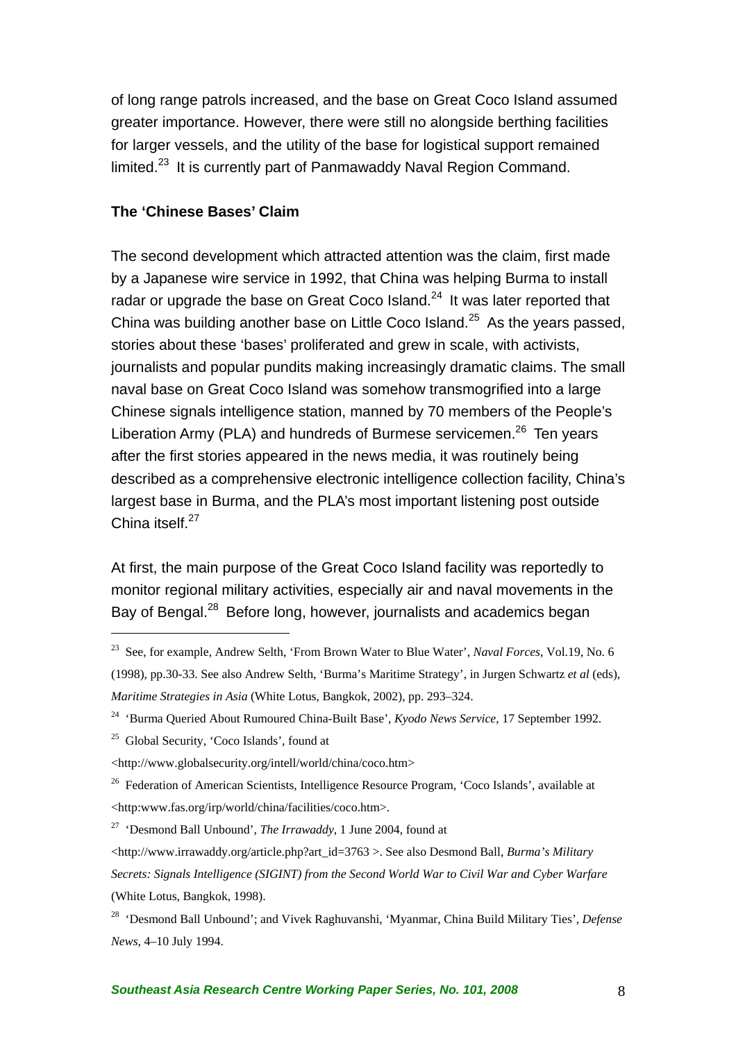of long range patrols increased, and the base on Great Coco Island assumed greater importance. However, there were still no alongside berthing facilities for larger vessels, and the utility of the base for logistical support remained limited.[23] It is currently part of Panmawaddy Naval Region Command.

**The 'Chinese Bases' Claim**

The second development which attracted attention was the claim, first made by a Japanese wire service in 1992, that China was helping Burma to install radar or upgrade the base on Great Coco Island.[24] It was later reported that China was building another base on Little Coco Island.[25] As the years passed, stories about these 'bases' proliferated and grew in scale, with activists, journalists and popular pundits making increasingly dramatic claims. The small naval base on Great Coco Island was somehow transmogrified into a large Chinese signals intelligence station, manned by 70 members of the People's Liberation Army (PLA) and hundreds of Burmese servicemen.[26] Ten years after the first stories appeared in the news media, it was routinely being described as a comprehensive electronic intelligence collection facility, China's largest base in Burma, and the PLA's most important listening post outside China itself.[27]

At first, the main purpose of the Great Coco Island facility was reportedly to monitor regional military activities, especially air and naval movements in the Bay of Bengal.[28] Before long, however, journalists and academics began

---

[23] See, for example, Andrew Selth, 'From Brown Water to Blue Water', *Naval Forces*, Vol.19, No. 6 (1998), pp.30-33. See also Andrew Selth, 'Burma's Maritime Strategy', in Jurgen Schwartz *et al* (eds), *Maritime Strategies in Asia* (White Lotus, Bangkok, 2002), pp. 293–324.

[24] 'Burma Queried About Rumoured China-Built Base', *Kyodo News Service*, 17 September 1992.

[25] Global Security, 'Coco Islands', found at <http://www.globalsecurity.org/intell/world/china/coco.htm>

[26] Federation of American Scientists, Intelligence Resource Program, 'Coco Islands', available at <http:www.fas.org/irp/world/china/facilities/coco.htm>.

[27] 'Desmond Ball Unbound', *The Irrawaddy*, 1 June 2004, found at <http://www.irrawaddy.org/article.php?art_id=3763 >. See also Desmond Ball, *Burma's Military Secrets: Signals Intelligence (SIGINT) from the Second World War to Civil War and Cyber Warfare* (White Lotus, Bangkok, 1998).

[28] 'Desmond Ball Unbound'; and Vivek Raghuvanshi, 'Myanmar, China Build Military Ties', *Defense News*, 4–10 July 1994.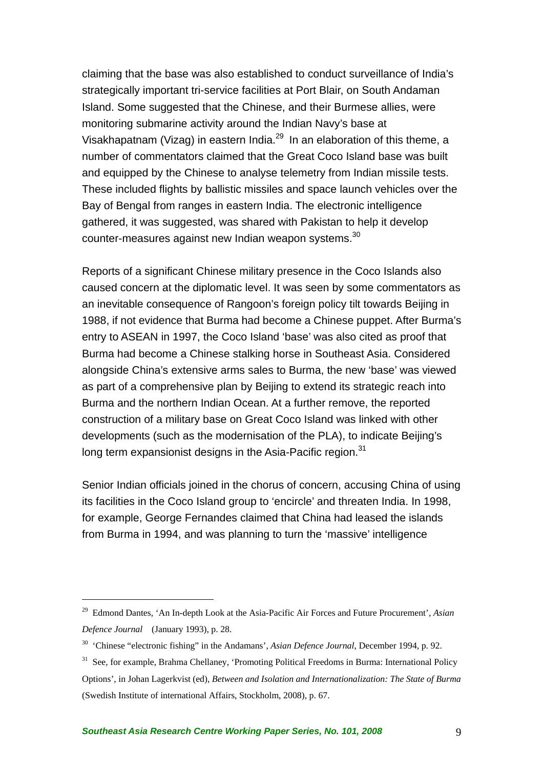claiming that the base was also established to conduct surveillance of India's strategically important tri-service facilities at Port Blair, on South Andaman Island. Some suggested that the Chinese, and their Burmese allies, were monitoring submarine activity around the Indian Navy's base at Visakhapatnam (Vizag) in eastern India.[29] In an elaboration of this theme, a number of commentators claimed that the Great Coco Island base was built and equipped by the Chinese to analyse telemetry from Indian missile tests. These included flights by ballistic missiles and space launch vehicles over the Bay of Bengal from ranges in eastern India. The electronic intelligence gathered, it was suggested, was shared with Pakistan to help it develop counter-measures against new Indian weapon systems.[30]

Reports of a significant Chinese military presence in the Coco Islands also caused concern at the diplomatic level. It was seen by some commentators as an inevitable consequence of Rangoon's foreign policy tilt towards Beijing in 1988, if not evidence that Burma had become a Chinese puppet. After Burma's entry to ASEAN in 1997, the Coco Island 'base' was also cited as proof that Burma had become a Chinese stalking horse in Southeast Asia. Considered alongside China's extensive arms sales to Burma, the new 'base' was viewed as part of a comprehensive plan by Beijing to extend its strategic reach into Burma and the northern Indian Ocean. At a further remove, the reported construction of a military base on Great Coco Island was linked with other developments (such as the modernisation of the PLA), to indicate Beijing's long term expansionist designs in the Asia-Pacific region.[31]

Senior Indian officials joined in the chorus of concern, accusing China of using its facilities in the Coco Island group to 'encircle' and threaten India. In 1998, for example, George Fernandes claimed that China had leased the islands from Burma in 1994, and was planning to turn the 'massive' intelligence

---

[29] Edmond Dantes, 'An In-depth Look at the Asia-Pacific Air Forces and Future Procurement', *Asian Defence Journal* (January 1993), p. 28.

[30] 'Chinese "electronic fishing" in the Andamans', *Asian Defence Journal*, December 1994, p. 92.

[31] See, for example, Brahma Chellaney, 'Promoting Political Freedoms in Burma: International Policy Options', in Johan Lagerkvist (ed), *Between and Isolation and Internationalization: The State of Burma* (Swedish Institute of international Affairs, Stockholm, 2008), p. 67.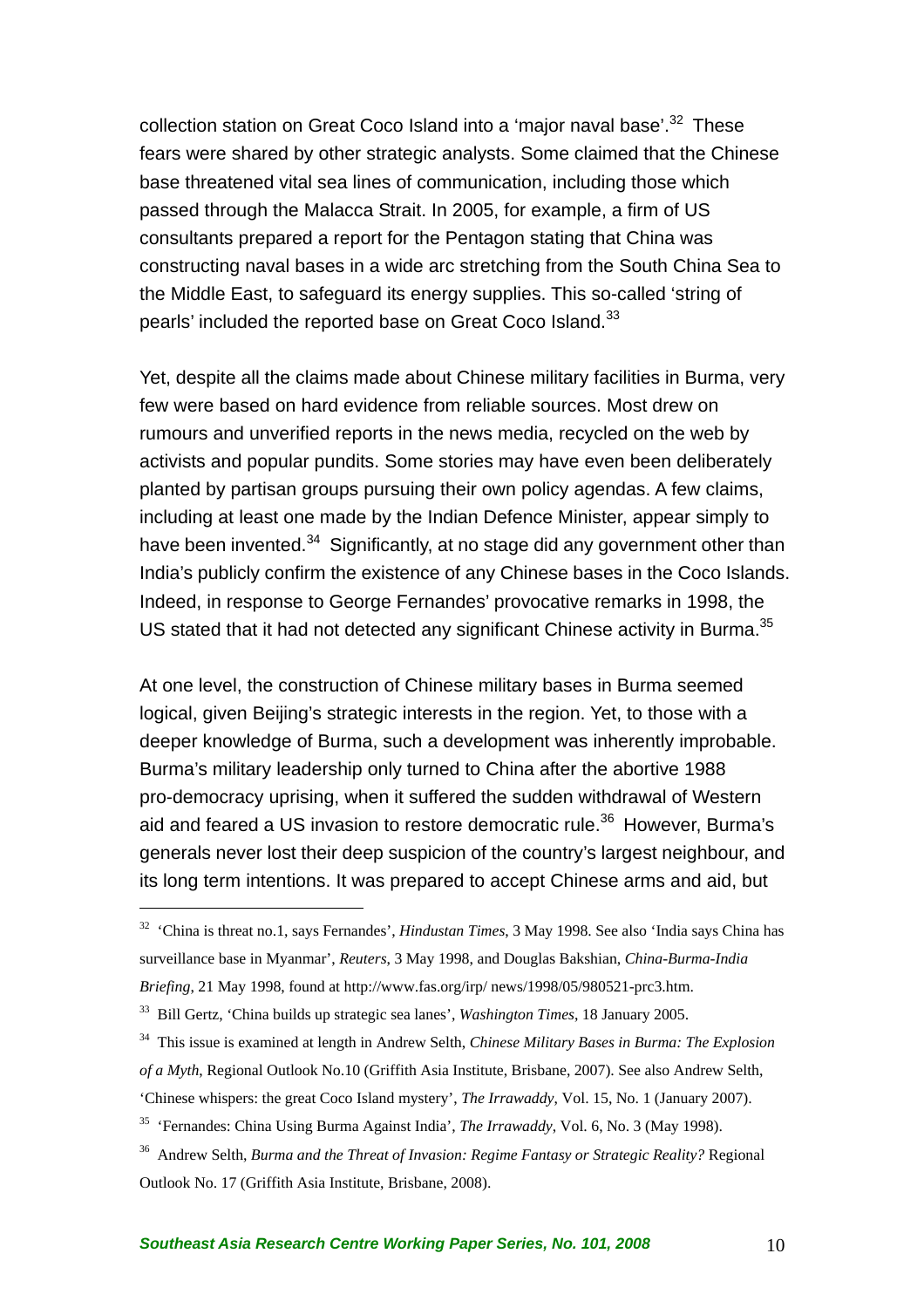collection station on Great Coco Island into a 'major naval base'.[32] These fears were shared by other strategic analysts. Some claimed that the Chinese base threatened vital sea lines of communication, including those which passed through the Malacca Strait. In 2005, for example, a firm of US consultants prepared a report for the Pentagon stating that China was constructing naval bases in a wide arc stretching from the South China Sea to the Middle East, to safeguard its energy supplies. This so-called 'string of pearls' included the reported base on Great Coco Island.[33]

Yet, despite all the claims made about Chinese military facilities in Burma, very few were based on hard evidence from reliable sources. Most drew on rumours and unverified reports in the news media, recycled on the web by activists and popular pundits. Some stories may have even been deliberately planted by partisan groups pursuing their own policy agendas. A few claims, including at least one made by the Indian Defence Minister, appear simply to have been invented.[34] Significantly, at no stage did any government other than India's publicly confirm the existence of any Chinese bases in the Coco Islands. Indeed, in response to George Fernandes' provocative remarks in 1998, the US stated that it had not detected any significant Chinese activity in Burma.[35]

At one level, the construction of Chinese military bases in Burma seemed logical, given Beijing's strategic interests in the region. Yet, to those with a deeper knowledge of Burma, such a development was inherently improbable. Burma's military leadership only turned to China after the abortive 1988 pro-democracy uprising, when it suffered the sudden withdrawal of Western aid and feared a US invasion to restore democratic rule.[36] However, Burma's generals never lost their deep suspicion of the country's largest neighbour, and its long term intentions. It was prepared to accept Chinese arms and aid, but

---

[32] 'China is threat no.1, says Fernandes', *Hindustan Times*, 3 May 1998. See also 'India says China has surveillance base in Myanmar', *Reuters*, 3 May 1998, and Douglas Bakshian, *China-Burma-India Briefing*, 21 May 1998, found at http://www.fas.org/irp/ news/1998/05/980521-prc3.htm.

[33] Bill Gertz, 'China builds up strategic sea lanes', *Washington Times*, 18 January 2005.

[34] This issue is examined at length in Andrew Selth, *Chinese Military Bases in Burma: The Explosion of a Myth*, Regional Outlook No.10 (Griffith Asia Institute, Brisbane, 2007). See also Andrew Selth, 'Chinese whispers: the great Coco Island mystery', *The Irrawaddy*, Vol. 15, No. 1 (January 2007).

[35] 'Fernandes: China Using Burma Against India', *The Irrawaddy*, Vol. 6, No. 3 (May 1998).

[36] Andrew Selth, *Burma and the Threat of Invasion: Regime Fantasy or Strategic Reality?* Regional Outlook No. 17 (Griffith Asia Institute, Brisbane, 2008).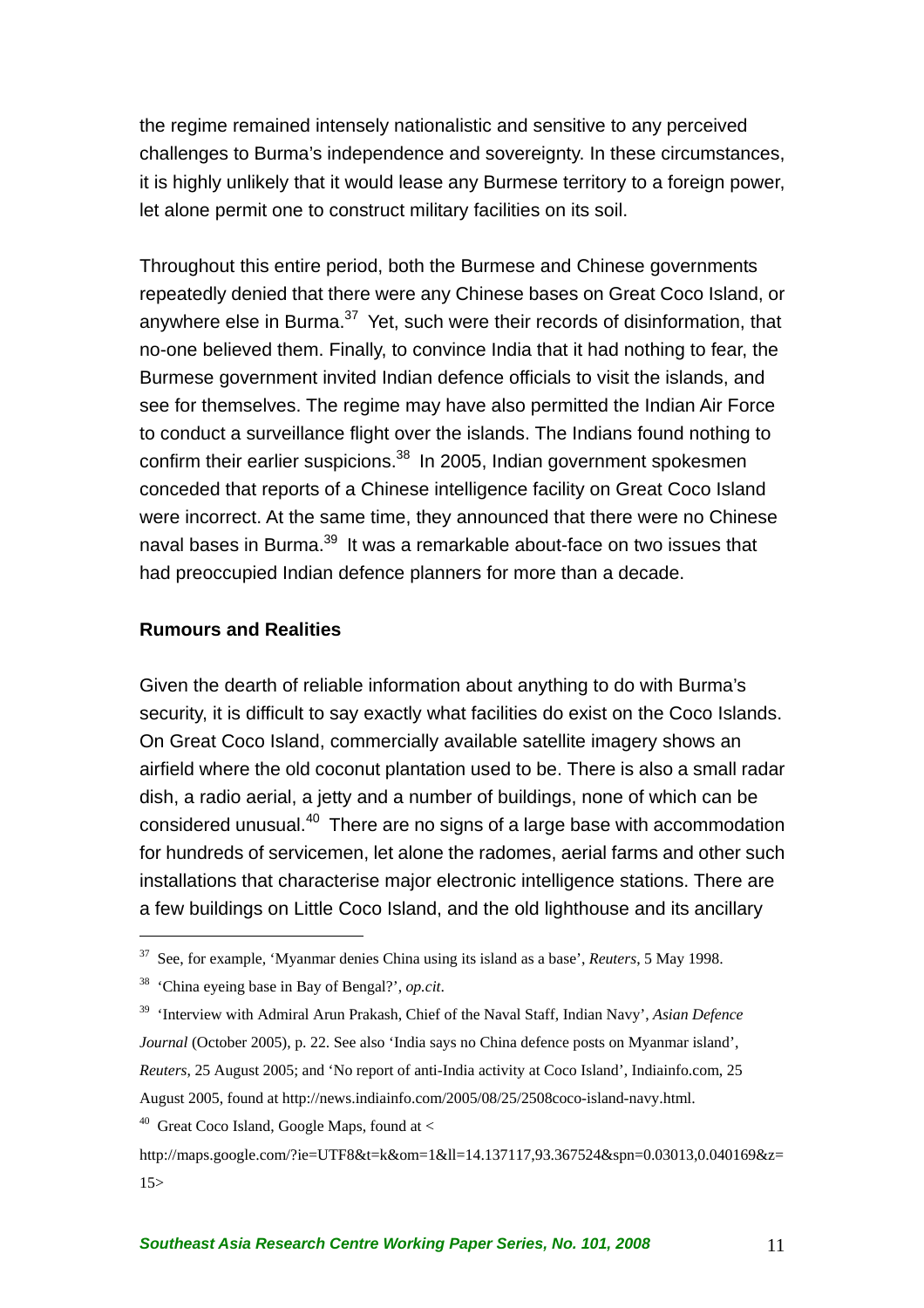the regime remained intensely nationalistic and sensitive to any perceived challenges to Burma's independence and sovereignty. In these circumstances, it is highly unlikely that it would lease any Burmese territory to a foreign power, let alone permit one to construct military facilities on its soil.

Throughout this entire period, both the Burmese and Chinese governments repeatedly denied that there were any Chinese bases on Great Coco Island, or anywhere else in Burma.[37] Yet, such were their records of disinformation, that no-one believed them. Finally, to convince India that it had nothing to fear, the Burmese government invited Indian defence officials to visit the islands, and see for themselves. The regime may have also permitted the Indian Air Force to conduct a surveillance flight over the islands. The Indians found nothing to confirm their earlier suspicions.[38] In 2005, Indian government spokesmen conceded that reports of a Chinese intelligence facility on Great Coco Island were incorrect. At the same time, they announced that there were no Chinese naval bases in Burma.[39] It was a remarkable about-face on two issues that had preoccupied Indian defence planners for more than a decade.

**Rumours and Realities**

Given the dearth of reliable information about anything to do with Burma's security, it is difficult to say exactly what facilities do exist on the Coco Islands. On Great Coco Island, commercially available satellite imagery shows an airfield where the old coconut plantation used to be. There is also a small radar dish, a radio aerial, a jetty and a number of buildings, none of which can be considered unusual.[40] There are no signs of a large base with accommodation for hundreds of servicemen, let alone the radomes, aerial farms and other such installations that characterise major electronic intelligence stations. There are a few buildings on Little Coco Island, and the old lighthouse and its ancillary

---

[37] See, for example, 'Myanmar denies China using its island as a base', *Reuters*, 5 May 1998.

[38] 'China eyeing base in Bay of Bengal?', *op.cit*.

[39] 'Interview with Admiral Arun Prakash, Chief of the Naval Staff, Indian Navy', *Asian Defence Journal* (October 2005), p. 22. See also 'India says no China defence posts on Myanmar island', *Reuters*, 25 August 2005; and 'No report of anti-India activity at Coco Island', Indiainfo.com, 25 August 2005, found at http://news.indiainfo.com/2005/08/25/2508coco-island-navy.html.

[40] Great Coco Island, Google Maps, found at < http://maps.google.com/?ie=UTF8&t=k&om=1&ll=14.137117,93.367524&spn=0.03013,0.040169&z=15>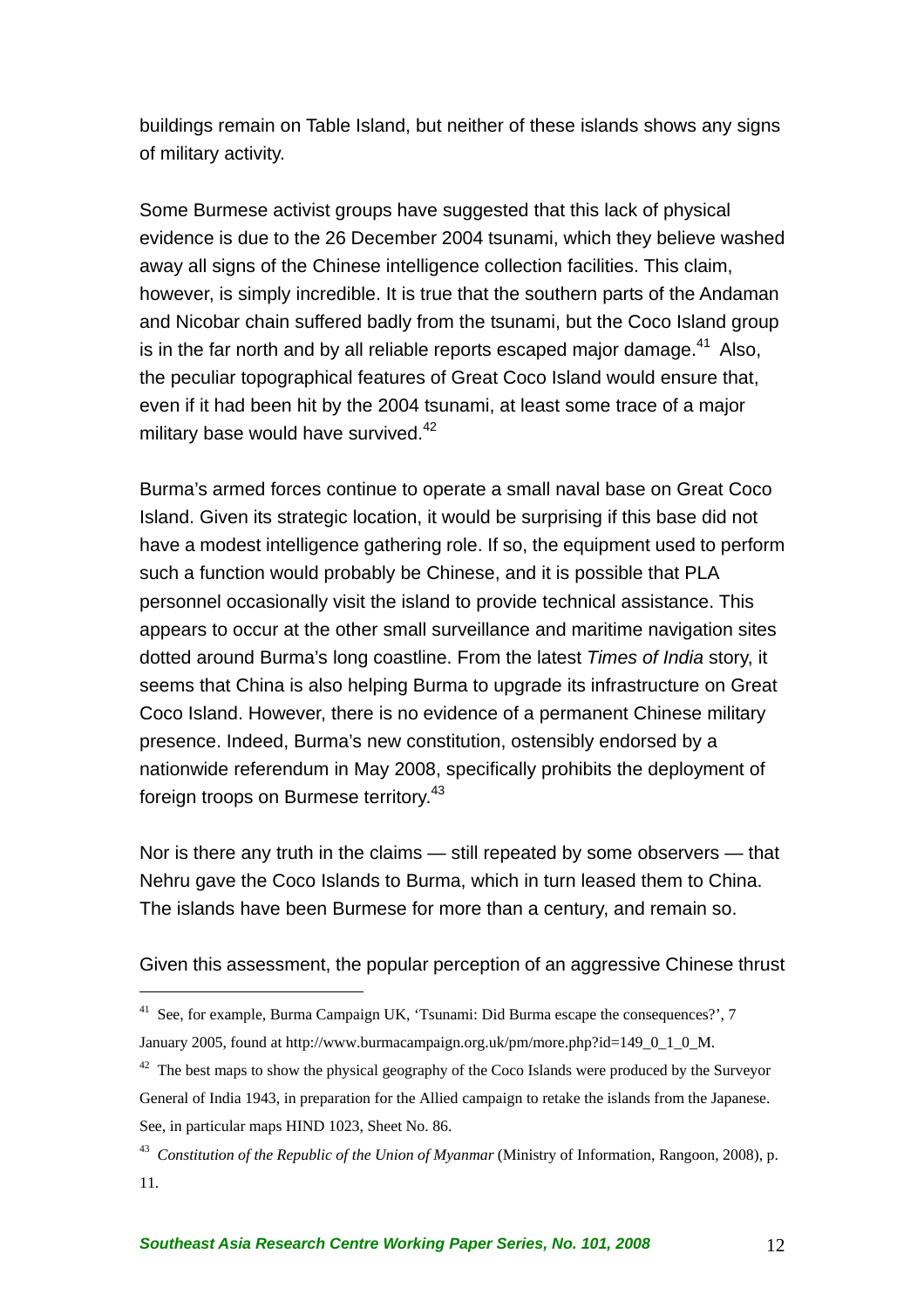buildings remain on Table Island, but neither of these islands shows any signs of military activity.

Some Burmese activist groups have suggested that this lack of physical evidence is due to the 26 December 2004 tsunami, which they believe washed away all signs of the Chinese intelligence collection facilities. This claim, however, is simply incredible. It is true that the southern parts of the Andaman and Nicobar chain suffered badly from the tsunami, but the Coco Island group is in the far north and by all reliable reports escaped major damage.[41] Also, the peculiar topographical features of Great Coco Island would ensure that, even if it had been hit by the 2004 tsunami, at least some trace of a major military base would have survived.[42]

Burma's armed forces continue to operate a small naval base on Great Coco Island. Given its strategic location, it would be surprising if this base did not have a modest intelligence gathering role. If so, the equipment used to perform such a function would probably be Chinese, and it is possible that PLA personnel occasionally visit the island to provide technical assistance. This appears to occur at the other small surveillance and maritime navigation sites dotted around Burma's long coastline. From the latest *Times of India* story, it seems that China is also helping Burma to upgrade its infrastructure on Great Coco Island. However, there is no evidence of a permanent Chinese military presence. Indeed, Burma's new constitution, ostensibly endorsed by a nationwide referendum in May 2008, specifically prohibits the deployment of foreign troops on Burmese territory.[43]

Nor is there any truth in the claims — still repeated by some observers — that Nehru gave the Coco Islands to Burma, which in turn leased them to China. The islands have been Burmese for more than a century, and remain so.

Given this assessment, the popular perception of an aggressive Chinese thrust

---

[41] See, for example, Burma Campaign UK, 'Tsunami: Did Burma escape the consequences?', 7 January 2005, found at http://www.burmacampaign.org.uk/pm/more.php?id=149_0_1_0_M.

[42] The best maps to show the physical geography of the Coco Islands were produced by the Surveyor General of India 1943, in preparation for the Allied campaign to retake the islands from the Japanese. See, in particular maps HIND 1023, Sheet No. 86.

[43] *Constitution of the Republic of the Union of Myanmar* (Ministry of Information, Rangoon, 2008), p. 11.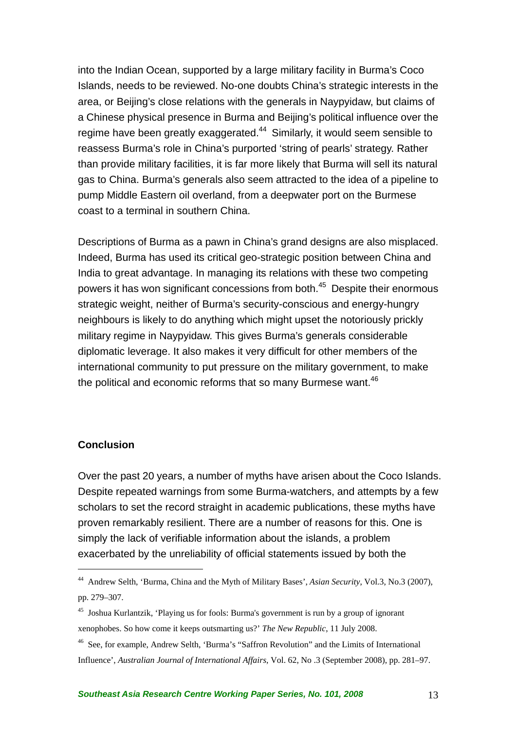into the Indian Ocean, supported by a large military facility in Burma's Coco Islands, needs to be reviewed. No-one doubts China's strategic interests in the area, or Beijing's close relations with the generals in Naypyidaw, but claims of a Chinese physical presence in Burma and Beijing's political influence over the regime have been greatly exaggerated.[44] Similarly, it would seem sensible to reassess Burma's role in China's purported 'string of pearls' strategy. Rather than provide military facilities, it is far more likely that Burma will sell its natural gas to China. Burma's generals also seem attracted to the idea of a pipeline to pump Middle Eastern oil overland, from a deepwater port on the Burmese coast to a terminal in southern China.

Descriptions of Burma as a pawn in China's grand designs are also misplaced. Indeed, Burma has used its critical geo-strategic position between China and India to great advantage. In managing its relations with these two competing powers it has won significant concessions from both.[45] Despite their enormous strategic weight, neither of Burma's security-conscious and energy-hungry neighbours is likely to do anything which might upset the notoriously prickly military regime in Naypyidaw. This gives Burma's generals considerable diplomatic leverage. It also makes it very difficult for other members of the international community to put pressure on the military government, to make the political and economic reforms that so many Burmese want.[46]

**Conclusion**

Over the past 20 years, a number of myths have arisen about the Coco Islands. Despite repeated warnings from some Burma-watchers, and attempts by a few scholars to set the record straight in academic publications, these myths have proven remarkably resilient. There are a number of reasons for this. One is simply the lack of verifiable information about the islands, a problem exacerbated by the unreliability of official statements issued by both the

---

[44] Andrew Selth, 'Burma, China and the Myth of Military Bases', *Asian Security*, Vol.3, No.3 (2007), pp. 279–307.

[45] Joshua Kurlantzik, 'Playing us for fools: Burma's government is run by a group of ignorant xenophobes. So how come it keeps outsmarting us?' *The New Republic*, 11 July 2008.

[46] See, for example, Andrew Selth, 'Burma's "Saffron Revolution" and the Limits of International Influence', *Australian Journal of International Affairs*, Vol. 62, No .3 (September 2008), pp. 281–97.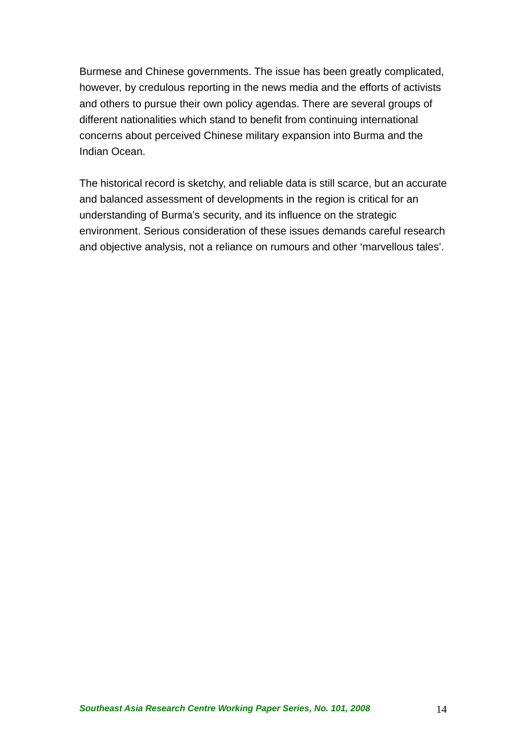Burmese and Chinese governments. The issue has been greatly complicated, however, by credulous reporting in the news media and the efforts of activists and others to pursue their own policy agendas. There are several groups of different nationalities which stand to benefit from continuing international concerns about perceived Chinese military expansion into Burma and the Indian Ocean.

The historical record is sketchy, and reliable data is still scarce, but an accurate and balanced assessment of developments in the region is critical for an understanding of Burma's security, and its influence on the strategic environment. Serious consideration of these issues demands careful research and objective analysis, not a reliance on rumours and other 'marvellous tales'.